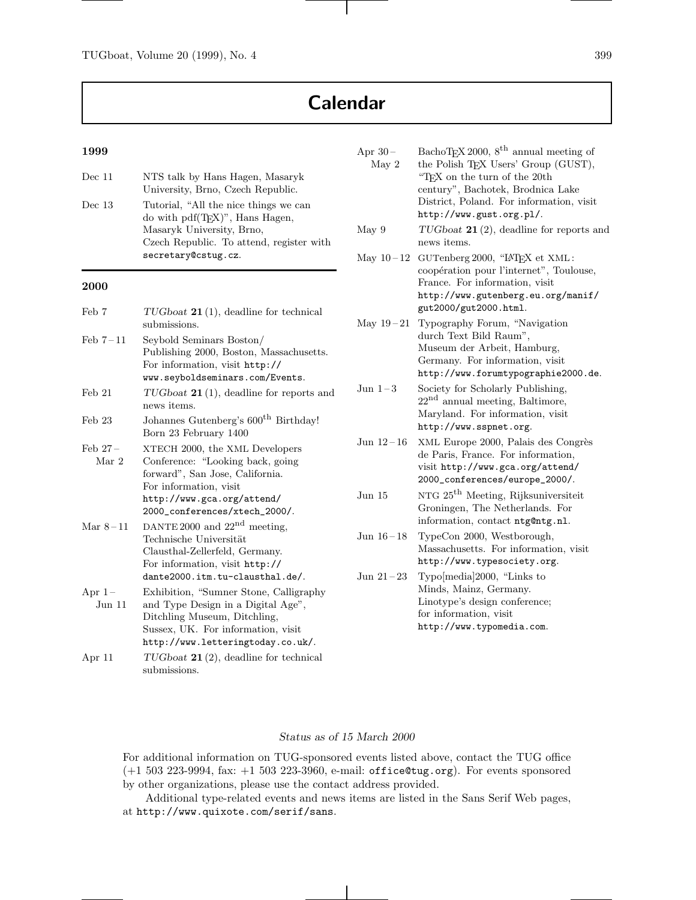# Calendar

## 1999

| | |
|---|---|
| Dec 11 | NTS talk by Hans Hagen, Masaryk University, Brno, Czech Republic. |
| Dec 13 | Tutorial, "All the nice things we can do with pdf(TeX)", Hans Hagen, Masaryk University, Brno, Czech Republic. To attend, register with secretary@cstug.cz. |

## 2000

| | |
|---|---|
| Feb 7 | *TUGboat* **21** (1), deadline for technical submissions. |
| Feb 7 – 11 | Seybold Seminars Boston/ Publishing 2000, Boston, Massachusetts. For information, visit http://www.seyboldseminars.com/Events. |
| Feb 21 | *TUGboat* **21** (1), deadline for reports and news items. |
| Feb 23 | Johannes Gutenberg's 600th Birthday! Born 23 February 1400 |
| Feb 27 – Mar 2 | XTECH 2000, the XML Developers Conference: "Looking back, going forward", San Jose, California. For information, visit http://www.gca.org/attend/2000_conferences/xtech_2000/. |
| Mar 8 – 11 | DANTE 2000 and 22nd meeting, Technische Universität Clausthal-Zellerfeld, Germany. For information, visit http://dante2000.itm.tu-clausthal.de/. |
| Apr 1 – Jun 11 | Exhibition, "Sumner Stone, Calligraphy and Type Design in a Digital Age", Ditchling Museum, Ditchling, Sussex, UK. For information, visit http://www.letteringtoday.co.uk/. |
| Apr 11 | *TUGboat* **21** (2), deadline for technical submissions. |
| Apr 30 – May 2 | BachoTeX 2000, 8th annual meeting of the Polish TeX Users' Group (GUST), "TeX on the turn of the 20th century", Bachotek, Brodnica Lake District, Poland. For information, visit http://www.gust.org.pl/. |
| May 9 | *TUGboat* **21** (2), deadline for reports and news items. |
| May 10 – 12 | GUTenberg 2000, "LaTeX et XML : coopération pour l'internet", Toulouse, France. For information, visit http://www.gutenberg.eu.org/manif/gut2000/gut2000.html. |
| May 19 – 21 | Typography Forum, "Navigation durch Text Bild Raum", Museum der Arbeit, Hamburg, Germany. For information, visit http://www.forumtypographie2000.de. |
| Jun 1 – 3 | Society for Scholarly Publishing, 22nd annual meeting, Baltimore, Maryland. For information, visit http://www.sspnet.org. |
| Jun 12 – 16 | XML Europe 2000, Palais des Congrès de Paris, France. For information, visit http://www.gca.org/attend/2000_conferences/europe_2000/. |
| Jun 15 | NTG 25th Meeting, Rijksuniversiteit Groningen, The Netherlands. For information, contact ntg@ntg.nl. |
| Jun 16 – 18 | TypeCon 2000, Westborough, Massachusetts. For information, visit http://www.typesociety.org. |
| Jun 21 – 23 | Typo[media]2000, "Links to Minds, Mainz, Germany. Linotype's design conference; for information, visit http://www.typomedia.com. |

*Status as of 15 March 2000*

For additional information on TUG-sponsored events listed above, contact the TUG office (+1 503 223-9994, fax: +1 503 223-3960, e-mail: office@tug.org). For events sponsored by other organizations, please use the contact address provided.

Additional type-related events and news items are listed in the Sans Serif Web pages, at http://www.quixote.com/serif/sans.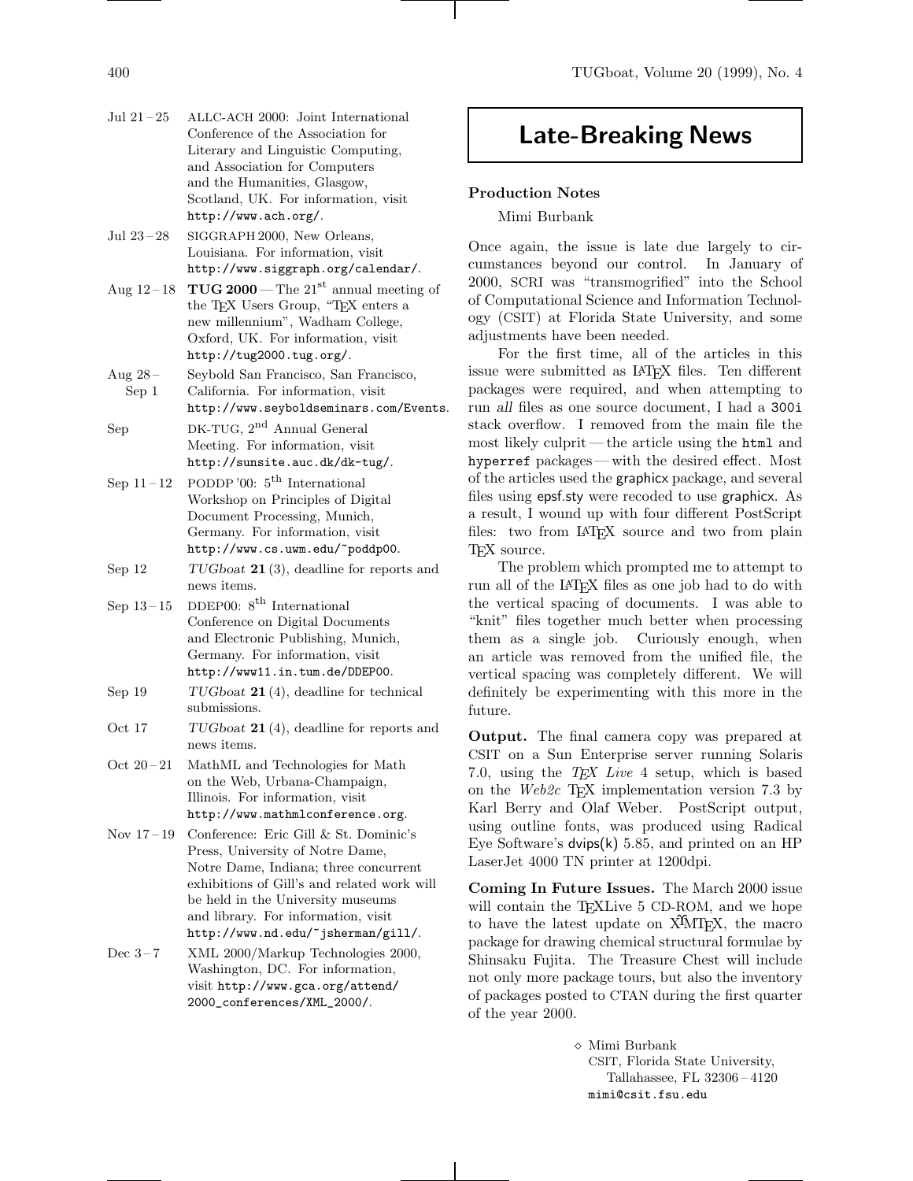Jul 21–25 ALLC-ACH 2000: Joint International Conference of the Association for Literary and Linguistic Computing, and Association for Computers and the Humanities, Glasgow, Scotland, UK. For information, visit http://www.ach.org/.

Jul 23–28 SIGGRAPH 2000, New Orleans, Louisiana. For information, visit http://www.siggraph.org/calendar/.

Aug 12–18 **TUG 2000** — The 21st annual meeting of the TeX Users Group, "TeX enters a new millennium", Wadham College, Oxford, UK. For information, visit http://tug2000.tug.org/.

Aug 28 – Sep 1 Seybold San Francisco, San Francisco, California. For information, visit http://www.seyboldseminars.com/Events.

Sep DK-TUG, 2nd Annual General Meeting. For information, visit http://sunsite.auc.dk/dk-tug/.

Sep 11–12 PODDP '00: 5th International Workshop on Principles of Digital Document Processing, Munich, Germany. For information, visit http://www.cs.uwm.edu/~poddp00.

Sep 12 *TUGboat* **21** (3), deadline for reports and news items.

Sep 13–15 DDEP00: 8th International Conference on Digital Documents and Electronic Publishing, Munich, Germany. For information, visit http://www11.in.tum.de/DDEP00.

Sep 19 *TUGboat* **21** (4), deadline for technical submissions.

Oct 17 *TUGboat* **21** (4), deadline for reports and news items.

Oct 20–21 MathML and Technologies for Math on the Web, Urbana-Champaign, Illinois. For information, visit http://www.mathmlconference.org.

Nov 17–19 Conference: Eric Gill & St. Dominic's Press, University of Notre Dame, Notre Dame, Indiana; three concurrent exhibitions of Gill's and related work will be held in the University museums and library. For information, visit http://www.nd.edu/~jsherman/gill/.

Dec 3–7 XML 2000/Markup Technologies 2000, Washington, DC. For information, visit http://www.gca.org/attend/2000_conferences/XML_2000/.

# Late-Breaking News

### Production Notes

Mimi Burbank

Once again, the issue is late due largely to circumstances beyond our control. In January of 2000, SCRI was "transmogrified" into the School of Computational Science and Information Technology (CSIT) at Florida State University, and some adjustments have been needed.

For the first time, all of the articles in this issue were submitted as LaTeX files. Ten different packages were required, and when attempting to run *all* files as one source document, I had a 300i stack overflow. I removed from the main file the most likely culprit — the article using the html and hyperref packages — with the desired effect. Most of the articles used the graphicx package, and several files using epsf.sty were recoded to use graphicx. As a result, I wound up with four different PostScript files: two from LaTeX source and two from plain TeX source.

The problem which prompted me to attempt to run all of the LaTeX files as one job had to do with the vertical spacing of documents. I was able to "knit" files together much better when processing them as a single job. Curiously enough, when an article was removed from the unified file, the vertical spacing was completely different. We will definitely be experimenting with this more in the future.

**Output.** The final camera copy was prepared at CSIT on a Sun Enterprise server running Solaris 7.0, using the *TeX Live* 4 setup, which is based on the *Web2c* TeX implementation version 7.3 by Karl Berry and Olaf Weber. PostScript output, using outline fonts, was produced using Radical Eye Software's dvips(k) 5.85, and printed on an HP LaserJet 4000 TN printer at 1200dpi.

**Coming In Future Issues.** The March 2000 issue will contain the TeXLive 5 CD-ROM, and we hope to have the latest update on XΥMTeX, the macro package for drawing chemical structural formulae by Shinsaku Fujita. The Treasure Chest will include not only more package tours, but also the inventory of packages posted to CTAN during the first quarter of the year 2000.

◇ Mimi Burbank
CSIT, Florida State University,
Tallahassee, FL 32306–4120
mimi@csit.fsu.edu